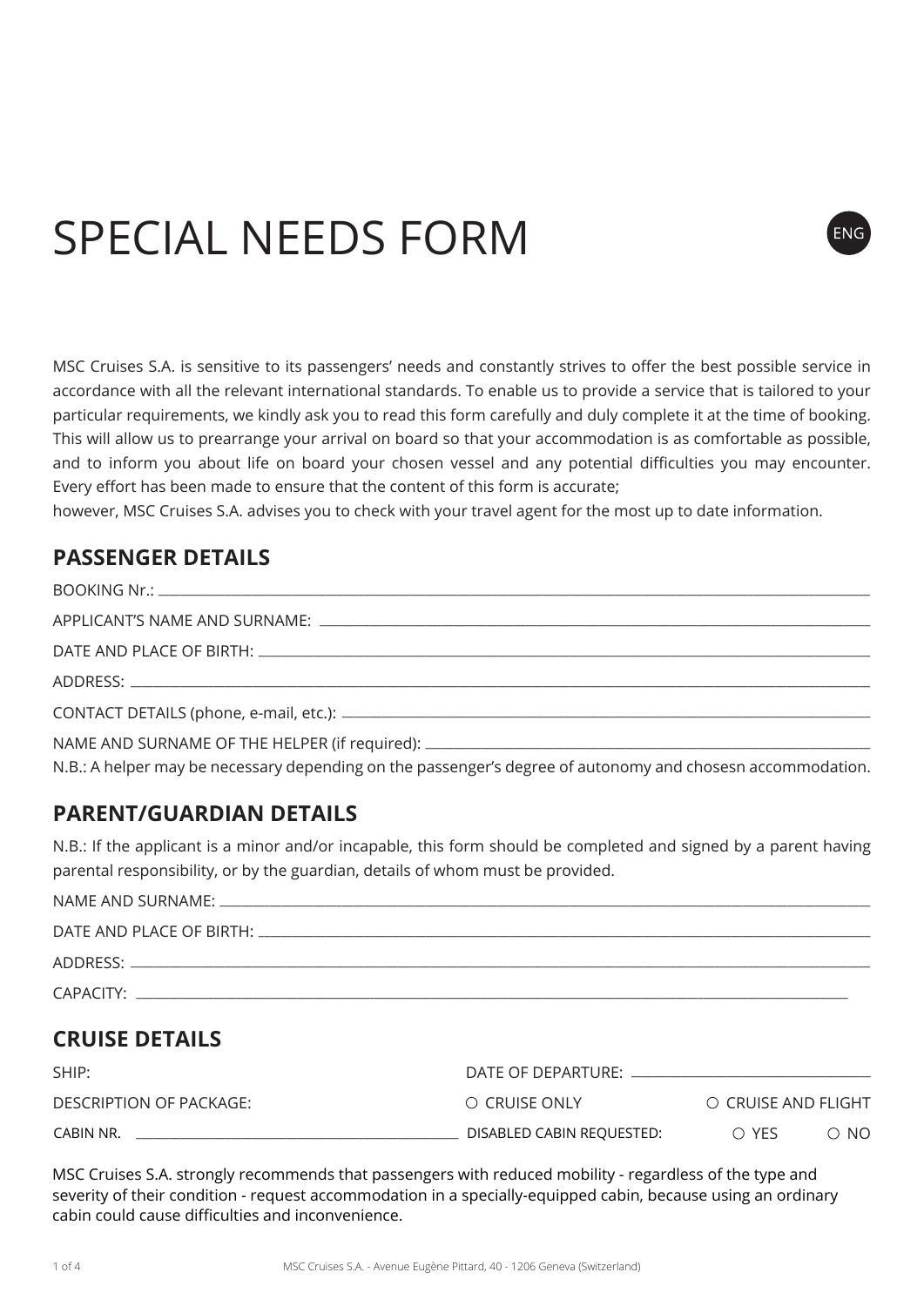# SPECIAL NEEDS FORM

ENG

MSC Cruises S.A. is sensitive to its passengers' needs and constantly strives to offer the best possible service in accordance with all the relevant international standards. To enable us to provide a service that is tailored to your particular requirements, we kindly ask you to read this form carefully and duly complete it at the time of booking. This will allow us to prearrange your arrival on board so that your accommodation is as comfortable as possible, and to inform you about life on board your chosen vessel and any potential difficulties you may encounter. Every effort has been made to ensure that the content of this form is accurate;
however, MSC Cruises S.A. advises you to check with your travel agent for the most up to date information.

## PASSENGER DETAILS

BOOKING Nr.: ______________________________

APPLICANT'S NAME AND SURNAME: ______________________________

DATE AND PLACE OF BIRTH: ______________________________

ADDRESS: ______________________________

CONTACT DETAILS (phone, e-mail, etc.): ______________________________

NAME AND SURNAME OF THE HELPER (if required): ______________________________

N.B.: A helper may be necessary depending on the passenger's degree of autonomy and chosesn accommodation.

## PARENT/GUARDIAN DETAILS

N.B.: If the applicant is a minor and/or incapable, this form should be completed and signed by a parent having parental responsibility, or by the guardian, details of whom must be provided.

NAME AND SURNAME: ______________________________

DATE AND PLACE OF BIRTH: ______________________________

ADDRESS: ______________________________

CAPACITY: ______________________________

## CRUISE DETAILS

SHIP: DATE OF DEPARTURE: ______________________________

DESCRIPTION OF PACKAGE: ○ CRUISE ONLY ○ CRUISE AND FLIGHT

CABIN NR. ______________________________ DISABLED CABIN REQUESTED: ○ YES ○ NO

MSC Cruises S.A. strongly recommends that passengers with reduced mobility - regardless of the type and severity of their condition - request accommodation in a specially-equipped cabin, because using an ordinary cabin could cause difficulties and inconvenience.

MSC Cruises S.A. - Avenue Eugène Pittard, 40 - 1206 Geneva (Switzerland)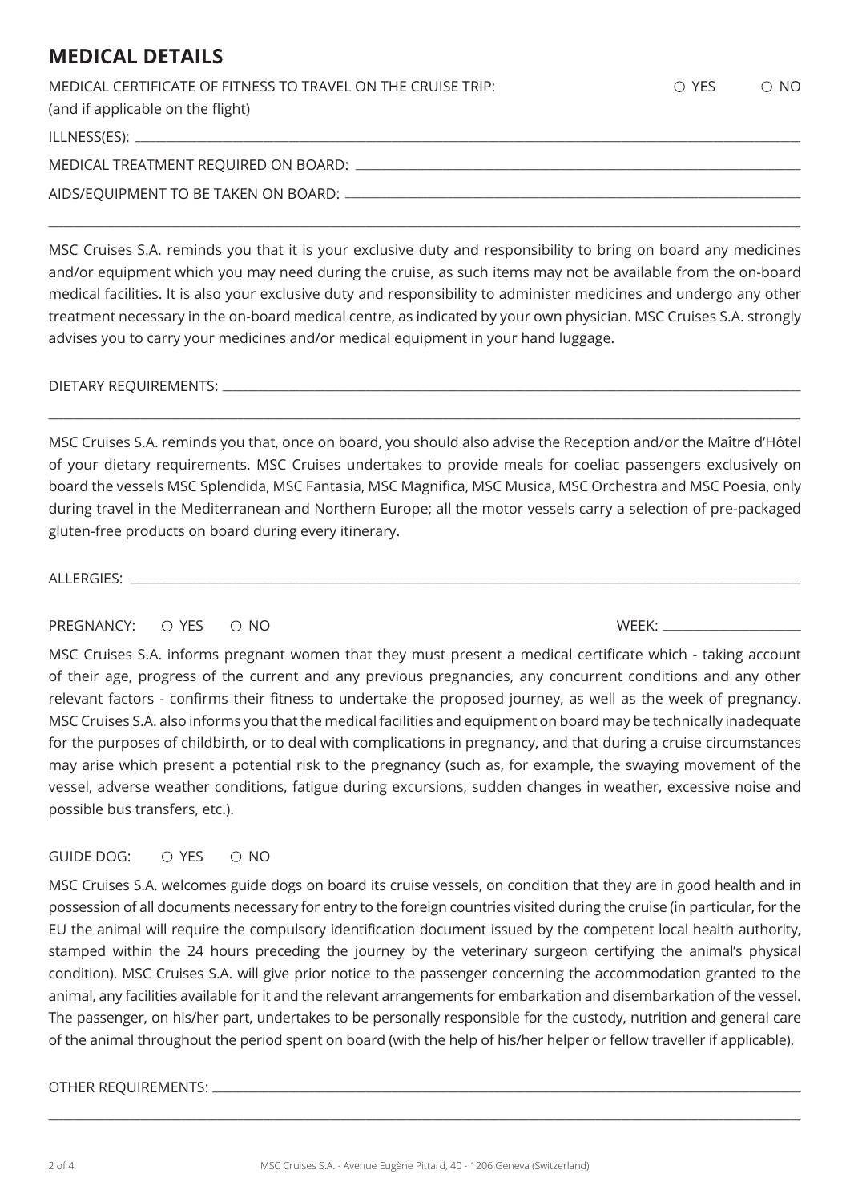## MEDICAL DETAILS

MEDICAL CERTIFICATE OF FITNESS TO TRAVEL ON THE CRUISE TRIP: ○ YES ○ NO
(and if applicable on the flight)

ILLNESS(ES): \_\_\_\_\_\_\_\_\_\_\_\_\_\_\_\_\_\_\_\_\_\_\_\_\_\_\_\_\_\_

MEDICAL TREATMENT REQUIRED ON BOARD: \_\_\_\_\_\_\_\_\_\_\_\_\_\_\_\_\_\_\_\_\_\_\_\_\_\_\_\_\_\_

AIDS/EQUIPMENT TO BE TAKEN ON BOARD: \_\_\_\_\_\_\_\_\_\_\_\_\_\_\_\_\_\_\_\_\_\_\_\_\_\_\_\_\_\_

MSC Cruises S.A. reminds you that it is your exclusive duty and responsibility to bring on board any medicines and/or equipment which you may need during the cruise, as such items may not be available from the on-board medical facilities. It is also your exclusive duty and responsibility to administer medicines and undergo any other treatment necessary in the on-board medical centre, as indicated by your own physician. MSC Cruises S.A. strongly advises you to carry your medicines and/or medical equipment in your hand luggage.

DIETARY REQUIREMENTS: \_\_\_\_\_\_\_\_\_\_\_\_\_\_\_\_\_\_\_\_\_\_\_\_\_\_\_\_\_\_

MSC Cruises S.A. reminds you that, once on board, you should also advise the Reception and/or the Maître d'Hôtel of your dietary requirements. MSC Cruises undertakes to provide meals for coeliac passengers exclusively on board the vessels MSC Splendida, MSC Fantasia, MSC Magnifica, MSC Musica, MSC Orchestra and MSC Poesia, only during travel in the Mediterranean and Northern Europe; all the motor vessels carry a selection of pre-packaged gluten-free products on board during every itinerary.

ALLERGIES: \_\_\_\_\_\_\_\_\_\_\_\_\_\_\_\_\_\_\_\_\_\_\_\_\_\_\_\_\_\_

PREGNANCY: ○ YES ○ NO WEEK: \_\_\_\_\_\_\_\_\_\_\_\_\_\_\_\_

MSC Cruises S.A. informs pregnant women that they must present a medical certificate which - taking account of their age, progress of the current and any previous pregnancies, any concurrent conditions and any other relevant factors - confirms their fitness to undertake the proposed journey, as well as the week of pregnancy. MSC Cruises S.A. also informs you that the medical facilities and equipment on board may be technically inadequate for the purposes of childbirth, or to deal with complications in pregnancy, and that during a cruise circumstances may arise which present a potential risk to the pregnancy (such as, for example, the swaying movement of the vessel, adverse weather conditions, fatigue during excursions, sudden changes in weather, excessive noise and possible bus transfers, etc.).

GUIDE DOG: ○ YES ○ NO

MSC Cruises S.A. welcomes guide dogs on board its cruise vessels, on condition that they are in good health and in possession of all documents necessary for entry to the foreign countries visited during the cruise (in particular, for the EU the animal will require the compulsory identification document issued by the competent local health authority, stamped within the 24 hours preceding the journey by the veterinary surgeon certifying the animal's physical condition). MSC Cruises S.A. will give prior notice to the passenger concerning the accommodation granted to the animal, any facilities available for it and the relevant arrangements for embarkation and disembarkation of the vessel. The passenger, on his/her part, undertakes to be personally responsible for the custody, nutrition and general care of the animal throughout the period spent on board (with the help of his/her helper or fellow traveller if applicable).

OTHER REQUIREMENTS: \_\_\_\_\_\_\_\_\_\_\_\_\_\_\_\_\_\_\_\_\_\_\_\_\_\_\_\_\_\_

MSC Cruises S.A. - Avenue Eugène Pittard, 40 - 1206 Geneva (Switzerland)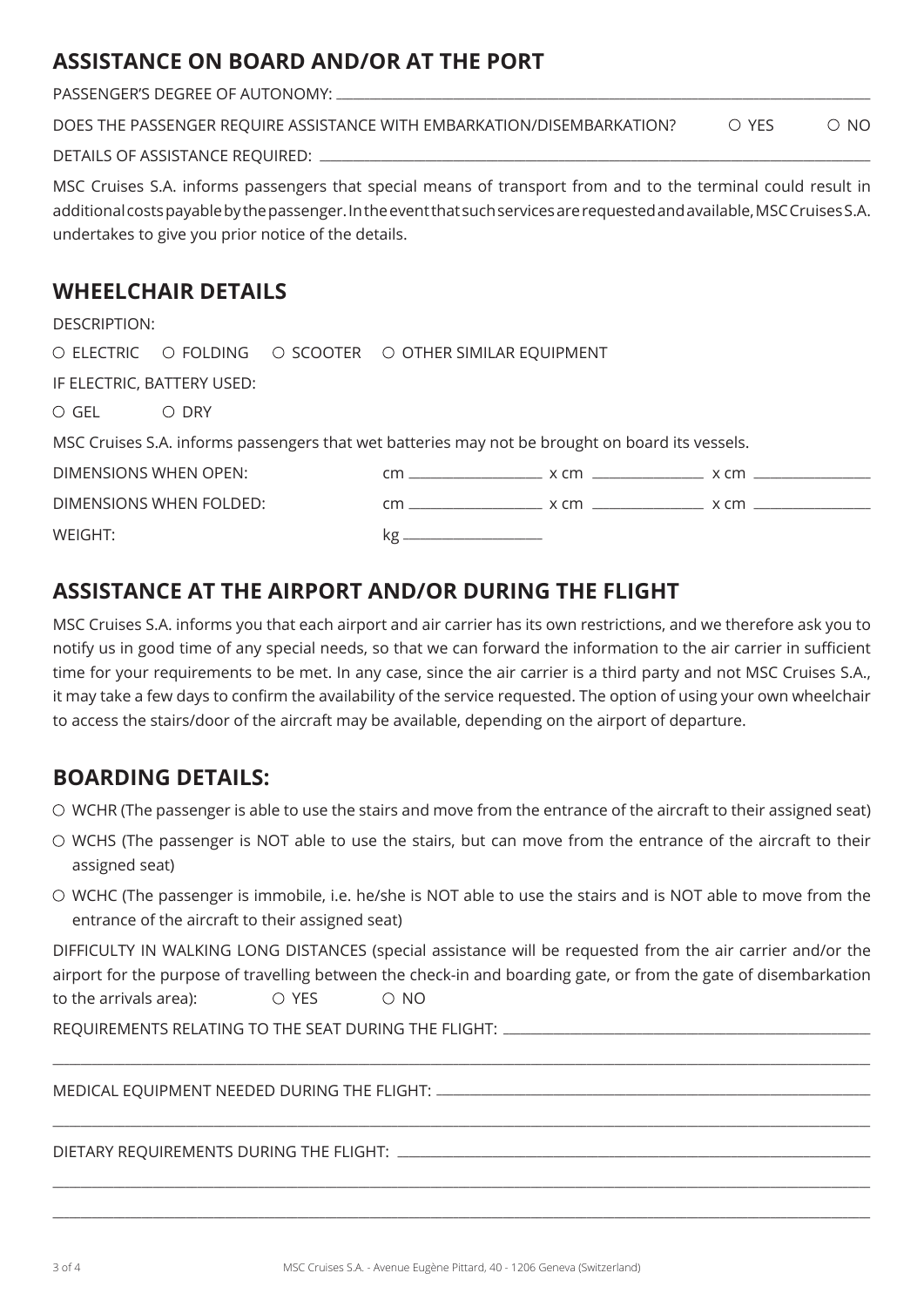## ASSISTANCE ON BOARD AND/OR AT THE PORT

PASSENGER'S DEGREE OF AUTONOMY: ______________________________

DOES THE PASSENGER REQUIRE ASSISTANCE WITH EMBARKATION/DISEMBARKATION? ○ YES ○ NO

DETAILS OF ASSISTANCE REQUIRED: ______________________________

MSC Cruises S.A. informs passengers that special means of transport from and to the terminal could result in additional costs payable by the passenger. In the event that such services are requested and available, MSC Cruises S.A. undertakes to give you prior notice of the details.

## WHEELCHAIR DETAILS

DESCRIPTION:

○ ELECTRIC ○ FOLDING ○ SCOOTER ○ OTHER SIMILAR EQUIPMENT

IF ELECTRIC, BATTERY USED:

○ GEL ○ DRY

MSC Cruises S.A. informs passengers that wet batteries may not be brought on board its vessels.

DIMENSIONS WHEN OPEN: cm __________ x cm __________ x cm __________

DIMENSIONS WHEN FOLDED: cm __________ x cm __________ x cm __________

WEIGHT: kg __________

## ASSISTANCE AT THE AIRPORT AND/OR DURING THE FLIGHT

MSC Cruises S.A. informs you that each airport and air carrier has its own restrictions, and we therefore ask you to notify us in good time of any special needs, so that we can forward the information to the air carrier in sufficient time for your requirements to be met. In any case, since the air carrier is a third party and not MSC Cruises S.A., it may take a few days to confirm the availability of the service requested. The option of using your own wheelchair to access the stairs/door of the aircraft may be available, depending on the airport of departure.

## BOARDING DETAILS:

○ WCHR (The passenger is able to use the stairs and move from the entrance of the aircraft to their assigned seat)

○ WCHS (The passenger is NOT able to use the stairs, but can move from the entrance of the aircraft to their assigned seat)

○ WCHC (The passenger is immobile, i.e. he/she is NOT able to use the stairs and is NOT able to move from the entrance of the aircraft to their assigned seat)

DIFFICULTY IN WALKING LONG DISTANCES (special assistance will be requested from the air carrier and/or the airport for the purpose of travelling between the check-in and boarding gate, or from the gate of disembarkation to the arrivals area): ○ YES ○ NO

REQUIREMENTS RELATING TO THE SEAT DURING THE FLIGHT: ______________________________

______________________________

MEDICAL EQUIPMENT NEEDED DURING THE FLIGHT: ______________________________

______________________________

DIETARY REQUIREMENTS DURING THE FLIGHT: ______________________________

______________________________

______________________________

MSC Cruises S.A. - Avenue Eugène Pittard, 40 - 1206 Geneva (Switzerland)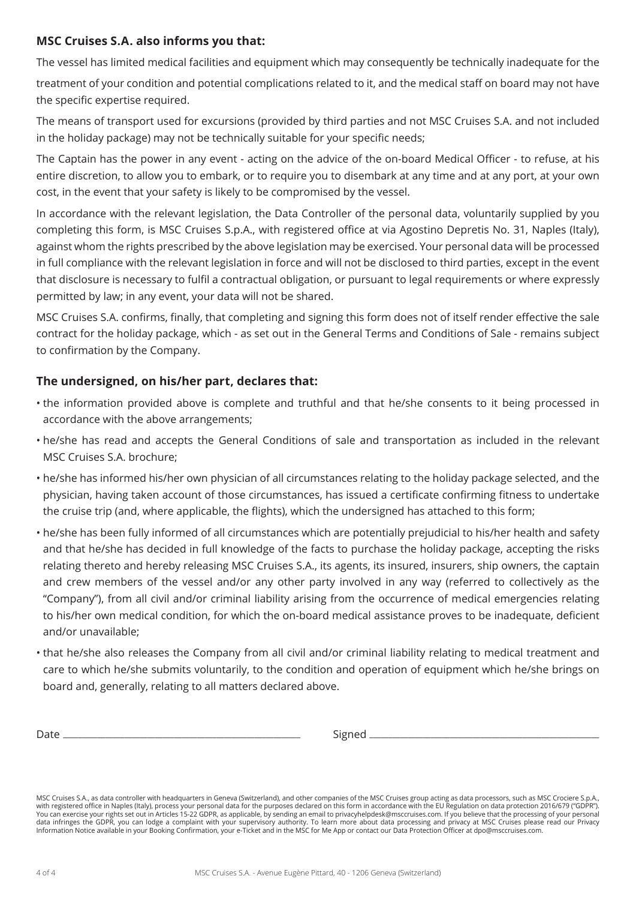### MSC Cruises S.A. also informs you that:

The vessel has limited medical facilities and equipment which may consequently be technically inadequate for the treatment of your condition and potential complications related to it, and the medical staff on board may not have the specific expertise required.

The means of transport used for excursions (provided by third parties and not MSC Cruises S.A. and not included in the holiday package) may not be technically suitable for your specific needs;

The Captain has the power in any event - acting on the advice of the on-board Medical Officer - to refuse, at his entire discretion, to allow you to embark, or to require you to disembark at any time and at any port, at your own cost, in the event that your safety is likely to be compromised by the vessel.

In accordance with the relevant legislation, the Data Controller of the personal data, voluntarily supplied by you completing this form, is MSC Cruises S.p.A., with registered office at via Agostino Depretis No. 31, Naples (Italy), against whom the rights prescribed by the above legislation may be exercised. Your personal data will be processed in full compliance with the relevant legislation in force and will not be disclosed to third parties, except in the event that disclosure is necessary to fulfil a contractual obligation, or pursuant to legal requirements or where expressly permitted by law; in any event, your data will not be shared.

MSC Cruises S.A. confirms, finally, that completing and signing this form does not of itself render effective the sale contract for the holiday package, which - as set out in the General Terms and Conditions of Sale - remains subject to confirmation by the Company.

### The undersigned, on his/her part, declares that:

- the information provided above is complete and truthful and that he/she consents to it being processed in accordance with the above arrangements;
- he/she has read and accepts the General Conditions of sale and transportation as included in the relevant MSC Cruises S.A. brochure;
- he/she has informed his/her own physician of all circumstances relating to the holiday package selected, and the physician, having taken account of those circumstances, has issued a certificate confirming fitness to undertake the cruise trip (and, where applicable, the flights), which the undersigned has attached to this form;
- he/she has been fully informed of all circumstances which are potentially prejudicial to his/her health and safety and that he/she has decided in full knowledge of the facts to purchase the holiday package, accepting the risks relating thereto and hereby releasing MSC Cruises S.A., its agents, its insured, insurers, ship owners, the captain and crew members of the vessel and/or any other party involved in any way (referred to collectively as the "Company"), from all civil and/or criminal liability arising from the occurrence of medical emergencies relating to his/her own medical condition, for which the on-board medical assistance proves to be inadequate, deficient and/or unavailable;
- that he/she also releases the Company from all civil and/or criminal liability relating to medical treatment and care to which he/she submits voluntarily, to the condition and operation of equipment which he/she brings on board and, generally, relating to all matters declared above.

Date ______________________________ Signed ______________________________

MSC Cruises S.A., as data controller with headquarters in Geneva (Switzerland), and other companies of the MSC Cruises group acting as data processors, such as MSC Crociere S.p.A., with registered office in Naples (Italy), process your personal data for the purposes declared on this form in accordance with the EU Regulation on data protection 2016/679 ("GDPR"). You can exercise your rights set out in Articles 15-22 GDPR, as applicable, by sending an email to privacyhelpdesk@msccruises.com. If you believe that the processing of your personal data infringes the GDPR, you can lodge a complaint with your supervisory authority. To learn more about data processing and privacy at MSC Cruises please read our Privacy Information Notice available in your Booking Confirmation, your e-Ticket and in the MSC for Me App or contact our Data Protection Officer at dpo@msccruises.com.

MSC Cruises S.A. - Avenue Eugène Pittard, 40 - 1206 Geneva (Switzerland)